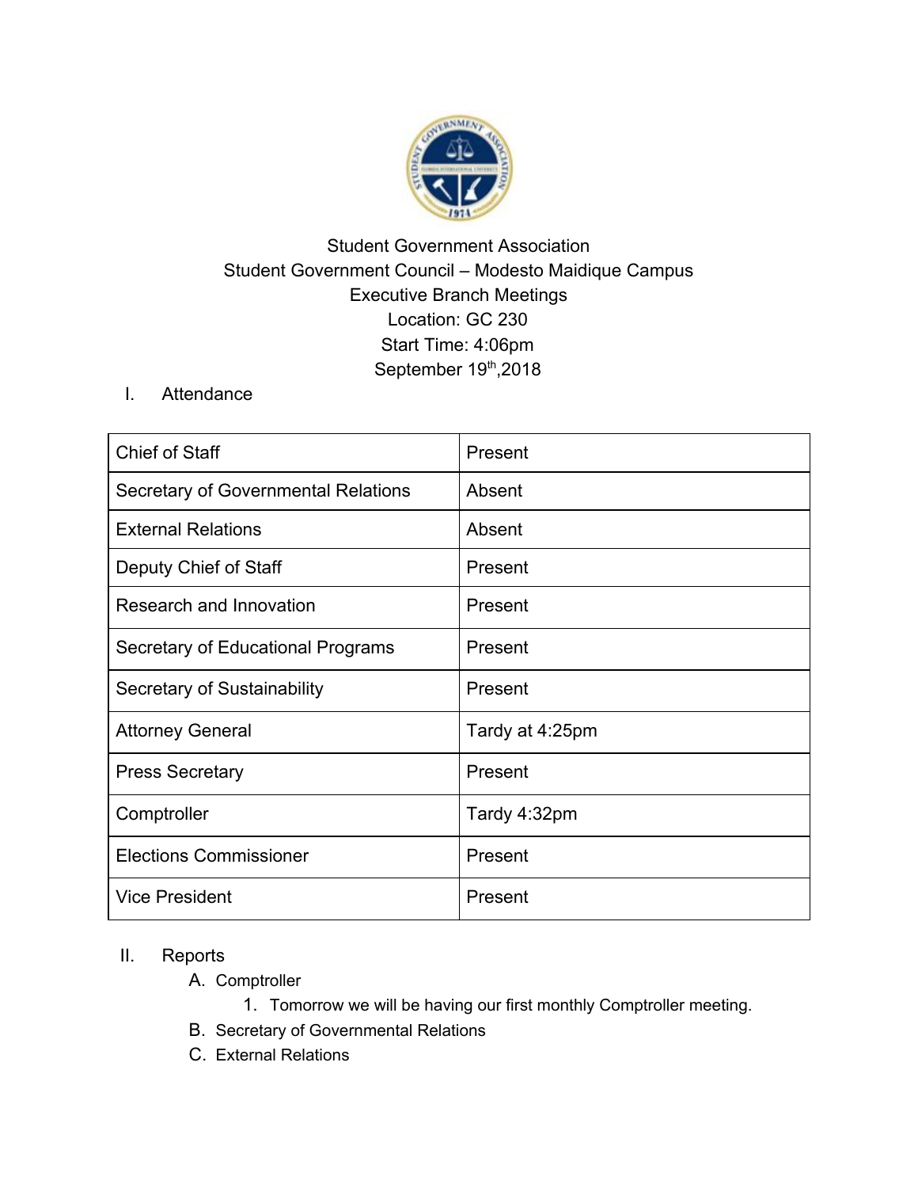Student Government Association
Student Government Council – Modesto Maidique Campus
Executive Branch Meetings
Location: GC 230
Start Time: 4:06pm
September 19th,2018

I. Attendance

| Chief of Staff | Present |
|---|---|
| Secretary of Governmental Relations | Absent |
| External Relations | Absent |
| Deputy Chief of Staff | Present |
| Research and Innovation | Present |
| Secretary of Educational Programs | Present |
| Secretary of Sustainability | Present |
| Attorney General | Tardy at 4:25pm |
| Press Secretary | Present |
| Comptroller | Tardy 4:32pm |
| Elections Commissioner | Present |
| Vice President | Present |

II. Reports

A. Comptroller
   1. Tomorrow we will be having our first monthly Comptroller meeting.

B. Secretary of Governmental Relations

C. External Relations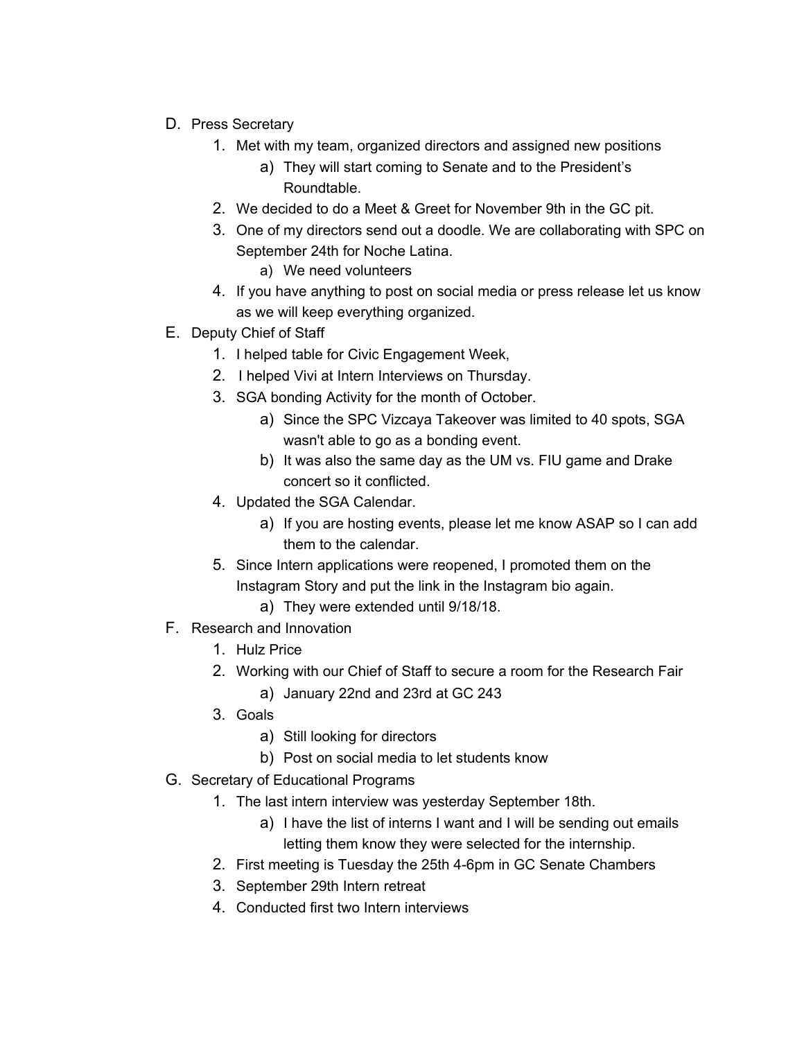D. Press Secretary
   1. Met with my team, organized directors and assigned new positions
      a) They will start coming to Senate and to the President's Roundtable.
   2. We decided to do a Meet & Greet for November 9th in the GC pit.
   3. One of my directors send out a doodle. We are collaborating with SPC on September 24th for Noche Latina.
      a) We need volunteers
   4. If you have anything to post on social media or press release let us know as we will keep everything organized.

E. Deputy Chief of Staff
   1. I helped table for Civic Engagement Week,
   2. I helped Vivi at Intern Interviews on Thursday.
   3. SGA bonding Activity for the month of October.
      a) Since the SPC Vizcaya Takeover was limited to 40 spots, SGA wasn't able to go as a bonding event.
      b) It was also the same day as the UM vs. FIU game and Drake concert so it conflicted.
   4. Updated the SGA Calendar.
      a) If you are hosting events, please let me know ASAP so I can add them to the calendar.
   5. Since Intern applications were reopened, I promoted them on the Instagram Story and put the link in the Instagram bio again.
      a) They were extended until 9/18/18.

F. Research and Innovation
   1. Hulz Price
   2. Working with our Chief of Staff to secure a room for the Research Fair
      a) January 22nd and 23rd at GC 243
   3. Goals
      a) Still looking for directors
      b) Post on social media to let students know

G. Secretary of Educational Programs
   1. The last intern interview was yesterday September 18th.
      a) I have the list of interns I want and I will be sending out emails letting them know they were selected for the internship.
   2. First meeting is Tuesday the 25th 4-6pm in GC Senate Chambers
   3. September 29th Intern retreat
   4. Conducted first two Intern interviews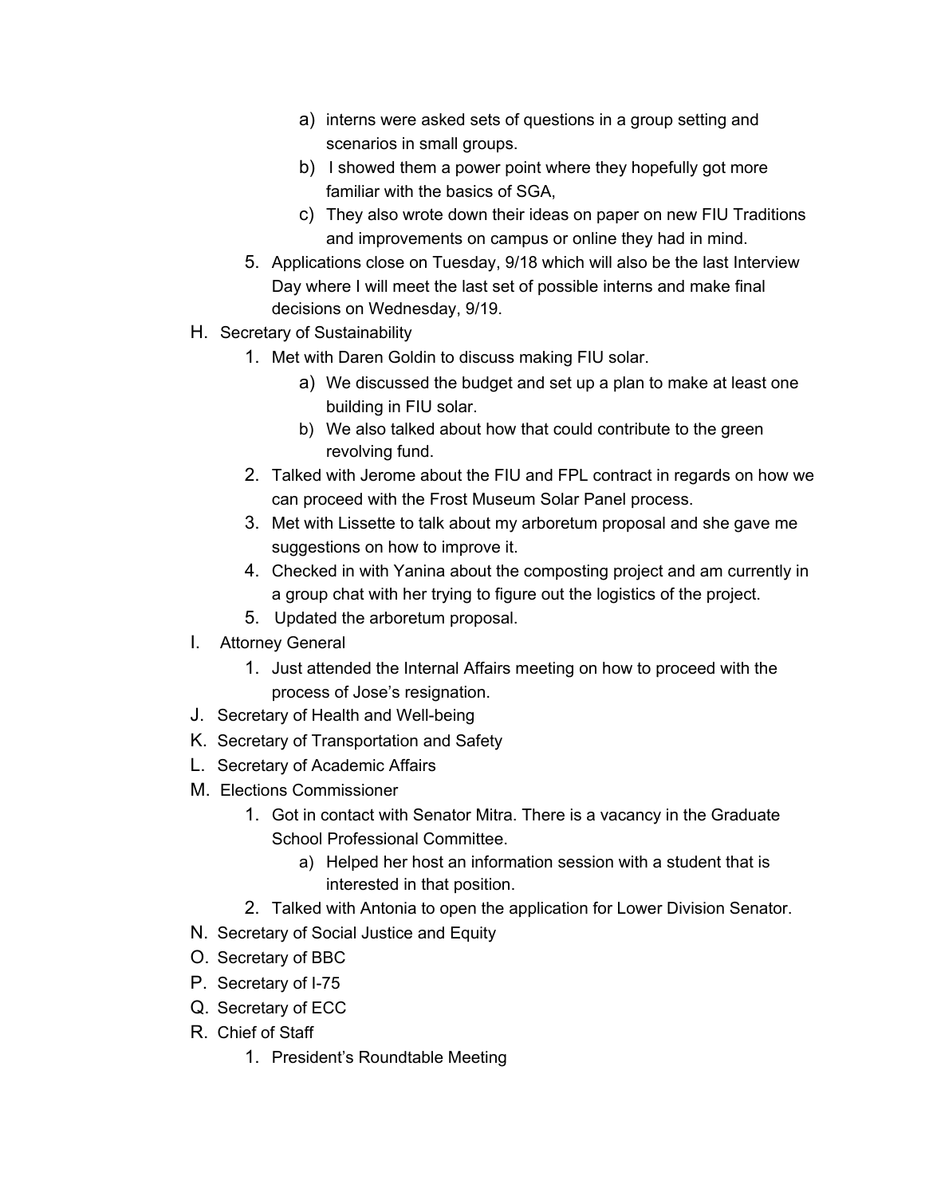a) interns were asked sets of questions in a group setting and scenarios in small groups.
b) I showed them a power point where they hopefully got more familiar with the basics of SGA,
c) They also wrote down their ideas on paper on new FIU Traditions and improvements on campus or online they had in mind.

5. Applications close on Tuesday, 9/18 which will also be the last Interview Day where I will meet the last set of possible interns and make final decisions on Wednesday, 9/19.

H. Secretary of Sustainability
1. Met with Daren Goldin to discuss making FIU solar.
   a) We discussed the budget and set up a plan to make at least one building in FIU solar.
   b) We also talked about how that could contribute to the green revolving fund.
2. Talked with Jerome about the FIU and FPL contract in regards on how we can proceed with the Frost Museum Solar Panel process.
3. Met with Lissette to talk about my arboretum proposal and she gave me suggestions on how to improve it.
4. Checked in with Yanina about the composting project and am currently in a group chat with her trying to figure out the logistics of the project.
5. Updated the arboretum proposal.

I. Attorney General
1. Just attended the Internal Affairs meeting on how to proceed with the process of Jose's resignation.

J. Secretary of Health and Well-being

K. Secretary of Transportation and Safety

L. Secretary of Academic Affairs

M. Elections Commissioner
1. Got in contact with Senator Mitra. There is a vacancy in the Graduate School Professional Committee.
   a) Helped her host an information session with a student that is interested in that position.
2. Talked with Antonia to open the application for Lower Division Senator.

N. Secretary of Social Justice and Equity

O. Secretary of BBC

P. Secretary of I-75

Q. Secretary of ECC

R. Chief of Staff
1. President's Roundtable Meeting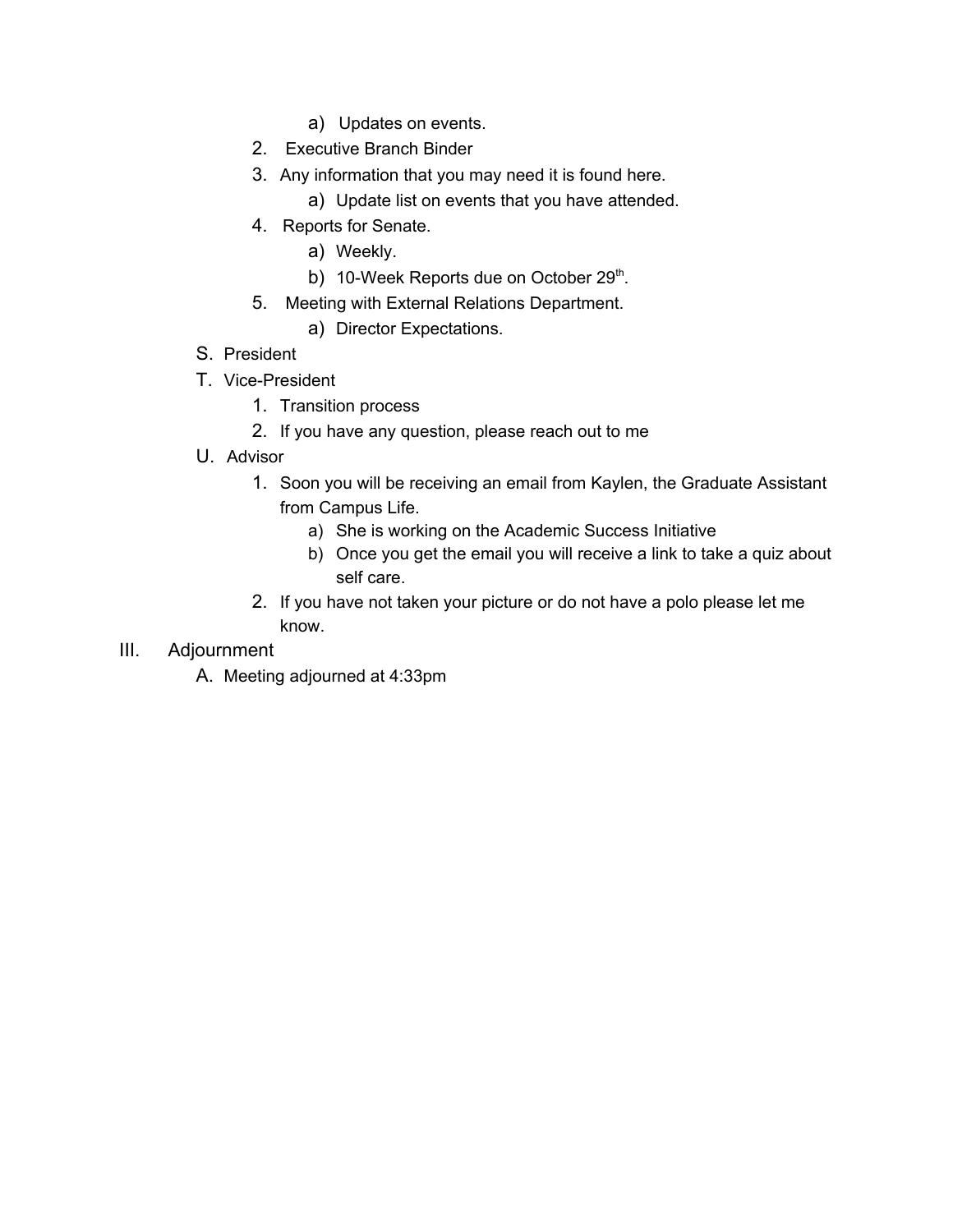a) Updates on events.
        2. Executive Branch Binder
        3. Any information that you may need it is found here.
            a) Update list on events that you have attended.
        4. Reports for Senate.
            a) Weekly.
            b) 10-Week Reports due on October 29th.
        5. Meeting with External Relations Department.
            a) Director Expectations.
    S. President
    T. Vice-President
        1. Transition process
        2. If you have any question, please reach out to me
    U. Advisor
        1. Soon you will be receiving an email from Kaylen, the Graduate Assistant from Campus Life.
            a) She is working on the Academic Success Initiative
            b) Once you get the email you will receive a link to take a quiz about self care.
        2. If you have not taken your picture or do not have a polo please let me know.

III. Adjournment
    A. Meeting adjourned at 4:33pm